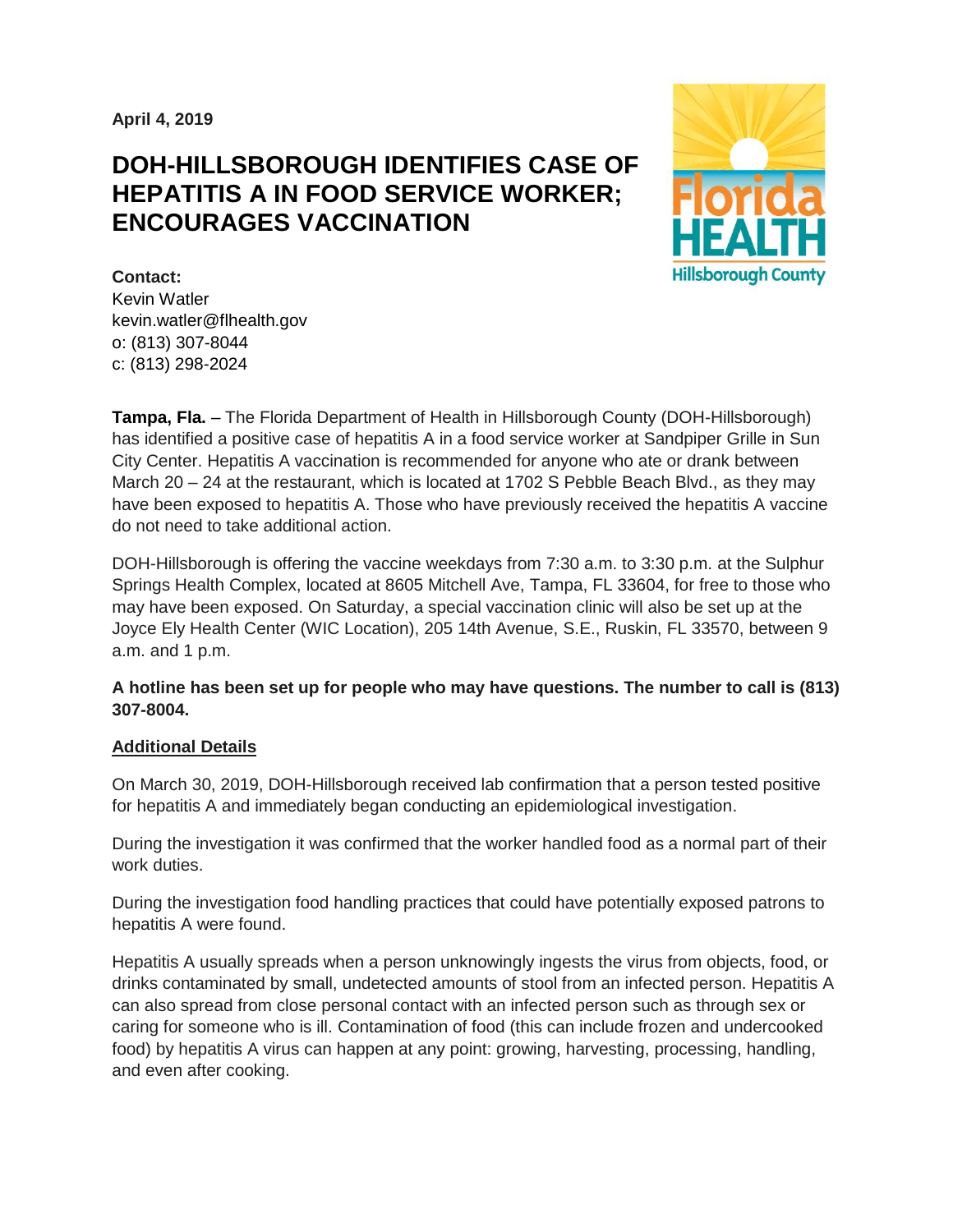April 4, 2019

# DOH-HILLSBOROUGH IDENTIFIES CASE OF HEPATITIS A IN FOOD SERVICE WORKER; ENCOURAGES VACCINATION

**Contact:**
Kevin Watler
kevin.watler@flhealth.gov
o: (813) 307-8044
c: (813) 298-2024

**Tampa, Fla.** – The Florida Department of Health in Hillsborough County (DOH-Hillsborough) has identified a positive case of hepatitis A in a food service worker at Sandpiper Grille in Sun City Center. Hepatitis A vaccination is recommended for anyone who ate or drank between March 20 – 24 at the restaurant, which is located at 1702 S Pebble Beach Blvd., as they may have been exposed to hepatitis A. Those who have previously received the hepatitis A vaccine do not need to take additional action.

DOH-Hillsborough is offering the vaccine weekdays from 7:30 a.m. to 3:30 p.m. at the Sulphur Springs Health Complex, located at 8605 Mitchell Ave, Tampa, FL 33604, for free to those who may have been exposed. On Saturday, a special vaccination clinic will also be set up at the Joyce Ely Health Center (WIC Location), 205 14th Avenue, S.E., Ruskin, FL 33570, between 9 a.m. and 1 p.m.

**A hotline has been set up for people who may have questions. The number to call is (813) 307-8004.**

## Additional Details

On March 30, 2019, DOH-Hillsborough received lab confirmation that a person tested positive for hepatitis A and immediately began conducting an epidemiological investigation.

During the investigation it was confirmed that the worker handled food as a normal part of their work duties.

During the investigation food handling practices that could have potentially exposed patrons to hepatitis A were found.

Hepatitis A usually spreads when a person unknowingly ingests the virus from objects, food, or drinks contaminated by small, undetected amounts of stool from an infected person. Hepatitis A can also spread from close personal contact with an infected person such as through sex or caring for someone who is ill. Contamination of food (this can include frozen and undercooked food) by hepatitis A virus can happen at any point: growing, harvesting, processing, handling, and even after cooking.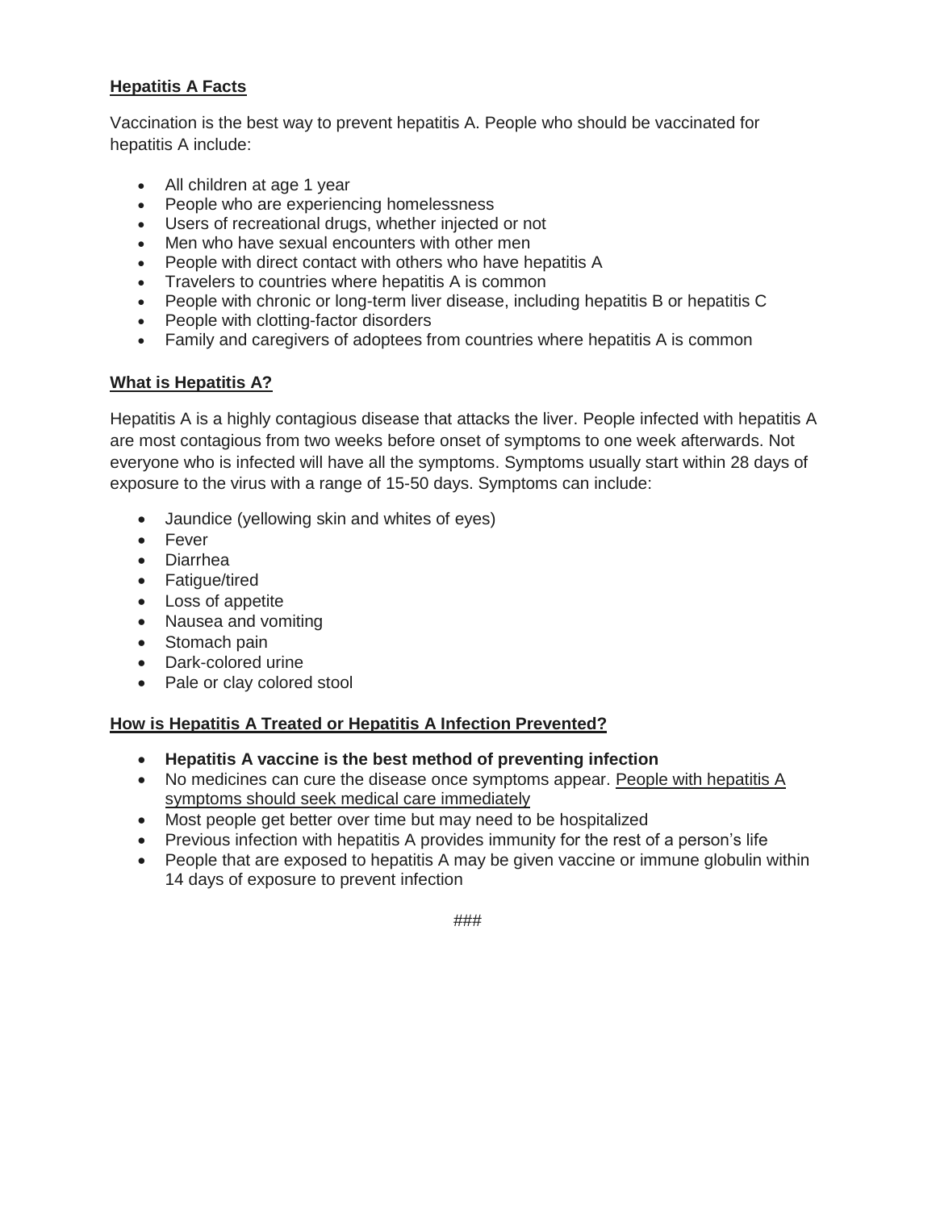## Hepatitis A Facts

Vaccination is the best way to prevent hepatitis A. People who should be vaccinated for hepatitis A include:

- All children at age 1 year
- People who are experiencing homelessness
- Users of recreational drugs, whether injected or not
- Men who have sexual encounters with other men
- People with direct contact with others who have hepatitis A
- Travelers to countries where hepatitis A is common
- People with chronic or long-term liver disease, including hepatitis B or hepatitis C
- People with clotting-factor disorders
- Family and caregivers of adoptees from countries where hepatitis A is common

## What is Hepatitis A?

Hepatitis A is a highly contagious disease that attacks the liver. People infected with hepatitis A are most contagious from two weeks before onset of symptoms to one week afterwards. Not everyone who is infected will have all the symptoms. Symptoms usually start within 28 days of exposure to the virus with a range of 15-50 days. Symptoms can include:

- Jaundice (yellowing skin and whites of eyes)
- Fever
- Diarrhea
- Fatigue/tired
- Loss of appetite
- Nausea and vomiting
- Stomach pain
- Dark-colored urine
- Pale or clay colored stool

## How is Hepatitis A Treated or Hepatitis A Infection Prevented?

- **Hepatitis A vaccine is the best method of preventing infection**
- No medicines can cure the disease once symptoms appear. People with hepatitis A symptoms should seek medical care immediately
- Most people get better over time but may need to be hospitalized
- Previous infection with hepatitis A provides immunity for the rest of a person's life
- People that are exposed to hepatitis A may be given vaccine or immune globulin within 14 days of exposure to prevent infection

###